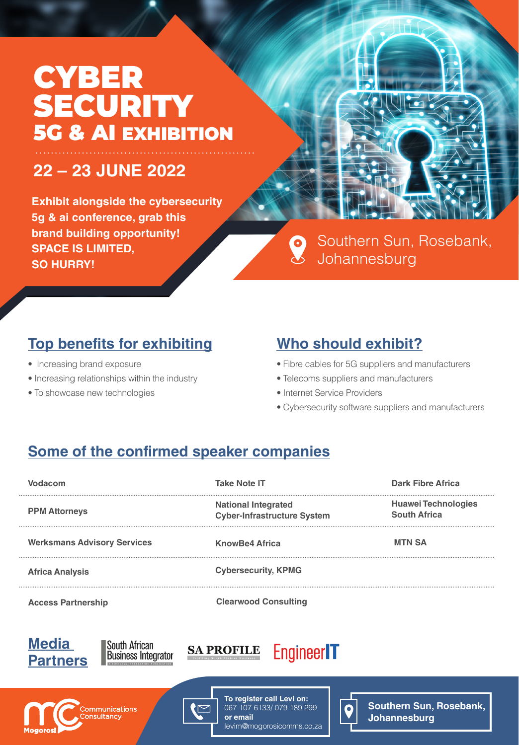# CYBER SECURITY
## 5G & AI EXHIBITION

## 22 – 23 JUNE 2022

**Exhibit alongside the cybersecurity 5g & ai conference, grab this brand building opportunity! SPACE IS LIMITED, SO HURRY!**

Southern Sun, Rosebank, Johannesburg

## Top benefits for exhibiting

- Increasing brand exposure
- Increasing relationships within the industry
- To showcase new technologies

## Who should exhibit?

- Fibre cables for 5G suppliers and manufacturers
- Telecoms suppliers and manufacturers
- Internet Service Providers
- Cybersecurity software suppliers and manufacturers

## Some of the confirmed speaker companies

| | | |
|---|---|---|
| **Vodacom** | **Take Note IT** | **Dark Fibre Africa** |
| **PPM Attorneys** | **National Integrated Cyber-Infrastructure System** | **Huawei Technologies South Africa** |
| **Werksmans Advisory Services** | **KnowBe4 Africa** | **MTN SA** |
| **Africa Analysis** | **Cybersecurity, KPMG** | |
| **Access Partnership** | **Clearwood Consulting** | |

## Media Partners

South African Business Integrator — SA PROFILE — EngineerIT

Mogorosi Communications Consultancy

**To register call Levi on:**
067 107 6133/ 079 189 299
**or email**
levim@mogorosicomms.co.za

**Southern Sun, Rosebank, Johannesburg**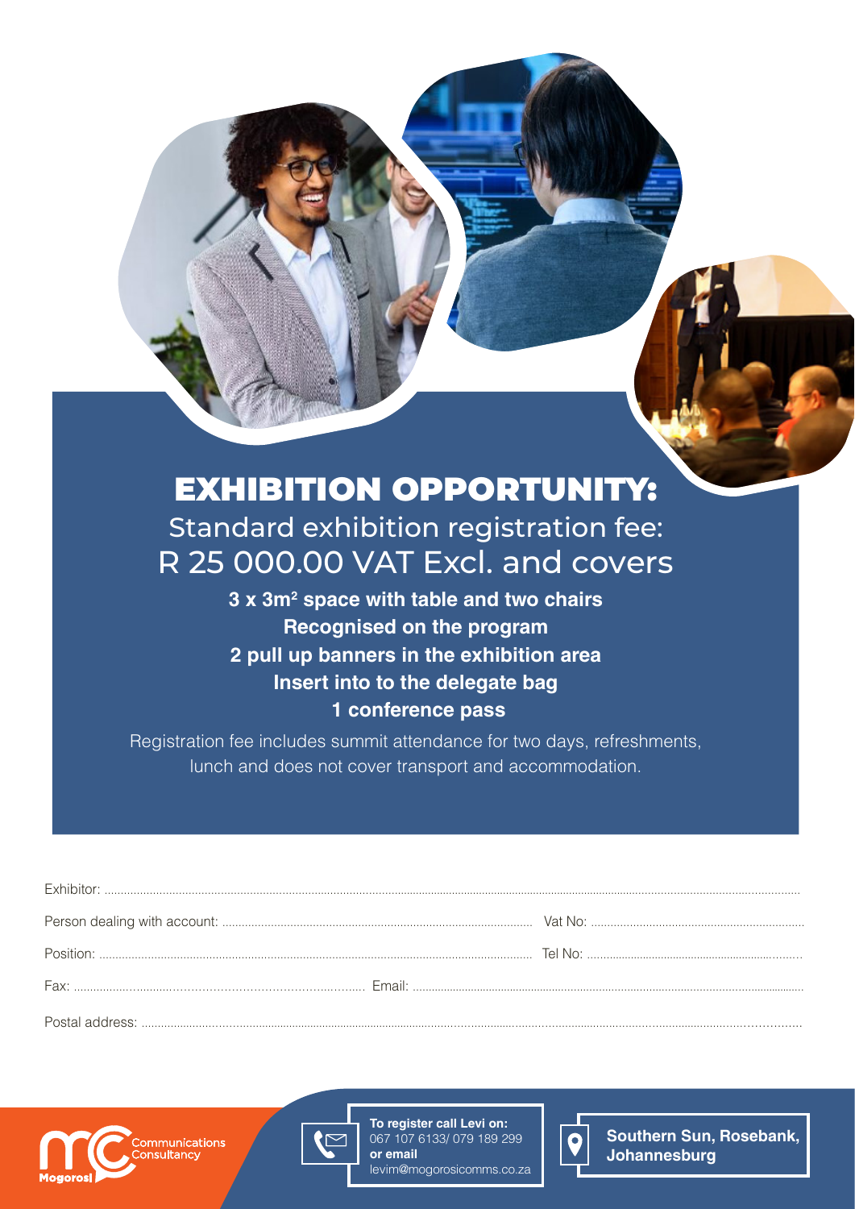# EXHIBITION OPPORTUNITY:

## Standard exhibition registration fee: R 25 000.00 VAT Excl. and covers

**3 x 3m$^2$ space with table and two chairs**
**Recognised on the program**
**2 pull up banners in the exhibition area**
**Insert into to the delegate bag**
**1 conference pass**

Registration fee includes summit attendance for two days, refreshments, lunch and does not cover transport and accommodation.

Exhibitor: ..............................................................................................................

Person dealing with account: .................................................... Vat No: ....................................

Position: .................................................................................... Tel No: ....................................

Fax: .............................................. Email: .......................................................................

Postal address: ..........................................................................................................

Mogorosi Communications Consultancy

**To register call Levi on:**
067 107 6133/ 079 189 299
**or email**
levim@mogorosicomms.co.za

**Southern Sun, Rosebank, Johannesburg**